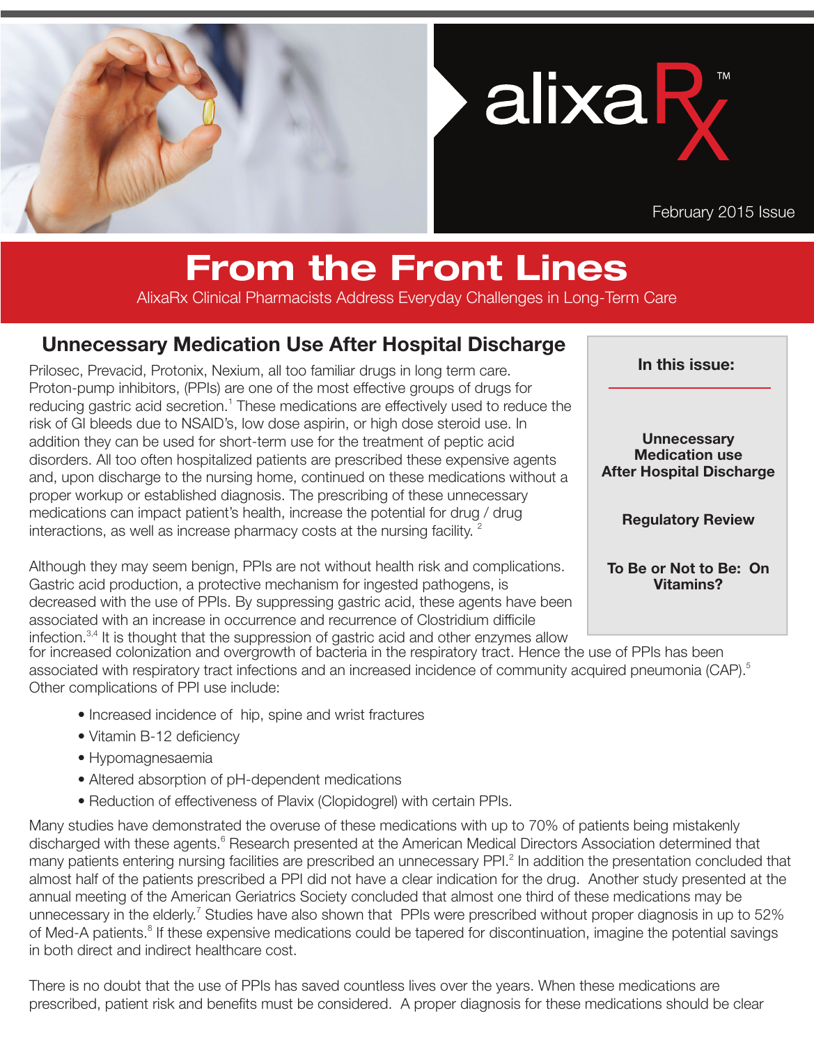alixaRx™

February 2015 Issue

# From the Front Lines

AlixaRx Clinical Pharmacists Address Everyday Challenges in Long-Term Care

**In this issue:**

**Unnecessary Medication use After Hospital Discharge**

**Regulatory Review**

**To Be or Not to Be: On Vitamins?**

## Unnecessary Medication Use After Hospital Discharge

Prilosec, Prevacid, Protonix, Nexium, all too familiar drugs in long term care. Proton-pump inhibitors, (PPIs) are one of the most effective groups of drugs for reducing gastric acid secretion.[1] These medications are effectively used to reduce the risk of GI bleeds due to NSAID's, low dose aspirin, or high dose steroid use. In addition they can be used for short-term use for the treatment of peptic acid disorders. All too often hospitalized patients are prescribed these expensive agents and, upon discharge to the nursing home, continued on these medications without a proper workup or established diagnosis. The prescribing of these unnecessary medications can impact patient's health, increase the potential for drug / drug interactions, as well as increase pharmacy costs at the nursing facility. [2]

Although they may seem benign, PPIs are not without health risk and complications. Gastric acid production, a protective mechanism for ingested pathogens, is decreased with the use of PPIs. By suppressing gastric acid, these agents have been associated with an increase in occurrence and recurrence of Clostridium difficile infection.[3,4] It is thought that the suppression of gastric acid and other enzymes allow for increased colonization and overgrowth of bacteria in the respiratory tract. Hence the use of PPIs has been associated with respiratory tract infections and an increased incidence of community acquired pneumonia (CAP).[5] Other complications of PPI use include:

- Increased incidence of hip, spine and wrist fractures
- Vitamin B-12 deficiency
- Hypomagnesaemia
- Altered absorption of pH-dependent medications
- Reduction of effectiveness of Plavix (Clopidogrel) with certain PPIs.

Many studies have demonstrated the overuse of these medications with up to 70% of patients being mistakenly discharged with these agents.[6] Research presented at the American Medical Directors Association determined that many patients entering nursing facilities are prescribed an unnecessary PPI.[2] In addition the presentation concluded that almost half of the patients prescribed a PPI did not have a clear indication for the drug. Another study presented at the annual meeting of the American Geriatrics Society concluded that almost one third of these medications may be unnecessary in the elderly.[7] Studies have also shown that PPIs were prescribed without proper diagnosis in up to 52% of Med-A patients.[8] If these expensive medications could be tapered for discontinuation, imagine the potential savings in both direct and indirect healthcare cost.

There is no doubt that the use of PPIs has saved countless lives over the years. When these medications are prescribed, patient risk and benefits must be considered. A proper diagnosis for these medications should be clear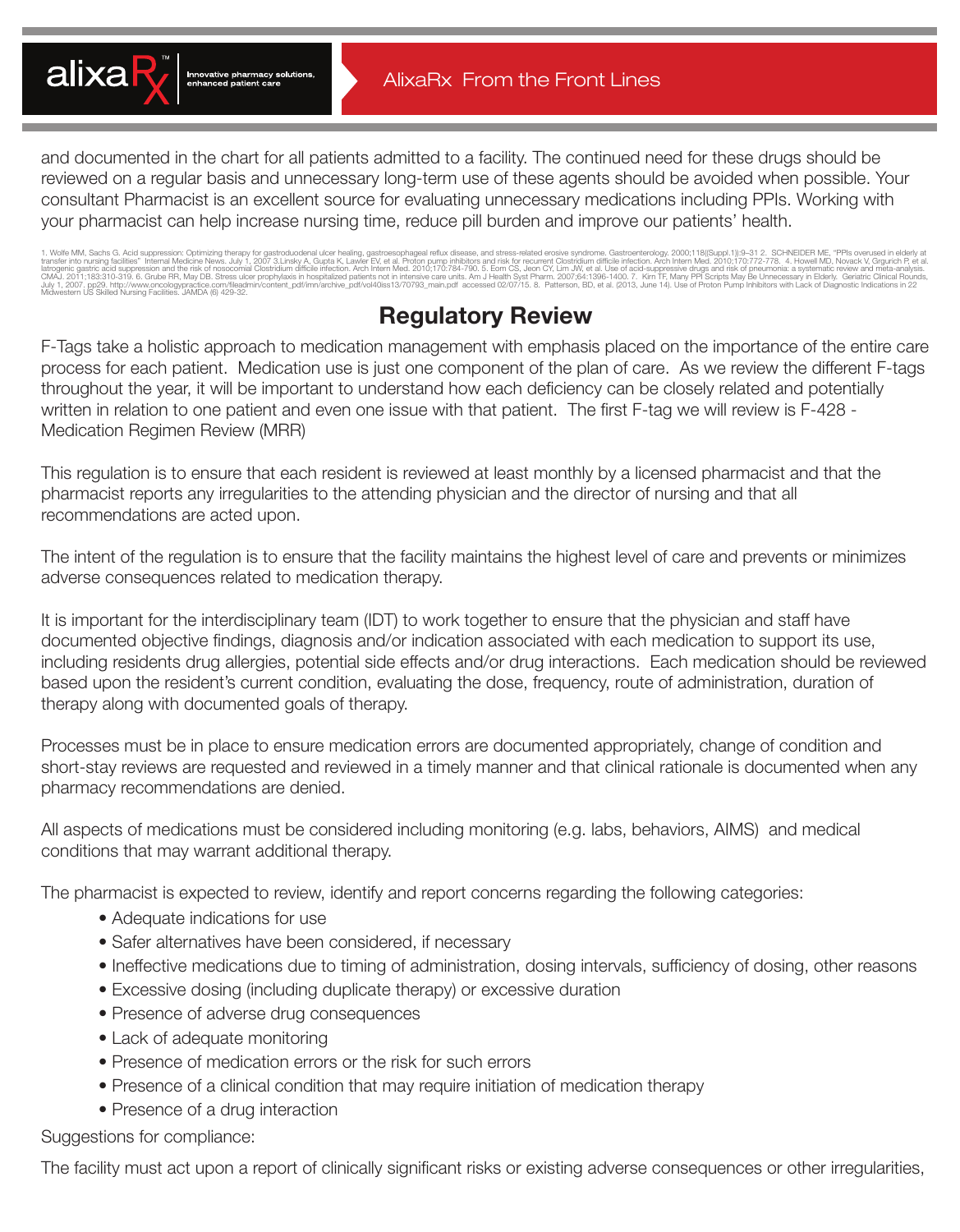and documented in the chart for all patients admitted to a facility. The continued need for these drugs should be reviewed on a regular basis and unnecessary long-term use of these agents should be avoided when possible. Your consultant Pharmacist is an excellent source for evaluating unnecessary medications including PPIs. Working with your pharmacist can help increase nursing time, reduce pill burden and improve our patients' health.

1. Wolfe MM, Sachs G. Acid suppression: Optimizing therapy for gastroduodenal ulcer healing, gastroesophageal reflux disease, and stress-related erosive syndrome. Gastroenterology. 2000;118(Suppl.1):9–31 2. SCHNEIDER ME, "PPIs overused in elderly at transfer into nursing facilities" Internal Medicine News. July 1, 2007 3.Linsky A, Gupta K, Lawler EV, et al. Proton pump inhibitors and risk for recurrent Clostridium difficile infection. Arch Intern Med. 2010;170:772-778. 4. Howell MD, Novack V, Grgurich P, et al. Iatrogenic gastric acid suppression and the risk of nosocomial Clostridium difficile infection. Arch Intern Med. 2010;170:784-790. 5. Eom CS, Jeon CY, Lim JW, et al. Use of acid-suppressive drugs and risk of pneumonia: a systematic review and meta-analysis. CMAJ. 2011;183:310-319. 6. Grube RR, May DB. Stress ulcer prophylaxis in hospitalized patients not in intensive care units. Am J Health Syst Pharm. 2007;64:1396-1400. 7. Kirn TF, Many PPI Scripts May Be Unnecessary in Elderly. Geriatric Clinical Rounds, July 1, 2007. pp29. http://www.oncologypractice.com/fileadmin/content_pdf/imn/archive_pdf/vol40iss13/70793_main.pdf accessed 02/07/15. 8. Patterson, BD, et al. (2013, June 14). Use of Proton Pump Inhibitors with Lack of Diagnostic Indications in 22 Midwestern US Skilled Nursing Facilities. JAMDA (6) 429-32.

## Regulatory Review

F-Tags take a holistic approach to medication management with emphasis placed on the importance of the entire care process for each patient. Medication use is just one component of the plan of care. As we review the different F-tags throughout the year, it will be important to understand how each deficiency can be closely related and potentially written in relation to one patient and even one issue with that patient. The first F-tag we will review is F-428 - Medication Regimen Review (MRR)

This regulation is to ensure that each resident is reviewed at least monthly by a licensed pharmacist and that the pharmacist reports any irregularities to the attending physician and the director of nursing and that all recommendations are acted upon.

The intent of the regulation is to ensure that the facility maintains the highest level of care and prevents or minimizes adverse consequences related to medication therapy.

It is important for the interdisciplinary team (IDT) to work together to ensure that the physician and staff have documented objective findings, diagnosis and/or indication associated with each medication to support its use, including residents drug allergies, potential side effects and/or drug interactions. Each medication should be reviewed based upon the resident's current condition, evaluating the dose, frequency, route of administration, duration of therapy along with documented goals of therapy.

Processes must be in place to ensure medication errors are documented appropriately, change of condition and short-stay reviews are requested and reviewed in a timely manner and that clinical rationale is documented when any pharmacy recommendations are denied.

All aspects of medications must be considered including monitoring (e.g. labs, behaviors, AIMS) and medical conditions that may warrant additional therapy.

The pharmacist is expected to review, identify and report concerns regarding the following categories:

- Adequate indications for use
- Safer alternatives have been considered, if necessary
- Ineffective medications due to timing of administration, dosing intervals, sufficiency of dosing, other reasons
- Excessive dosing (including duplicate therapy) or excessive duration
- Presence of adverse drug consequences
- Lack of adequate monitoring
- Presence of medication errors or the risk for such errors
- Presence of a clinical condition that may require initiation of medication therapy
- Presence of a drug interaction

Suggestions for compliance:

The facility must act upon a report of clinically significant risks or existing adverse consequences or other irregularities,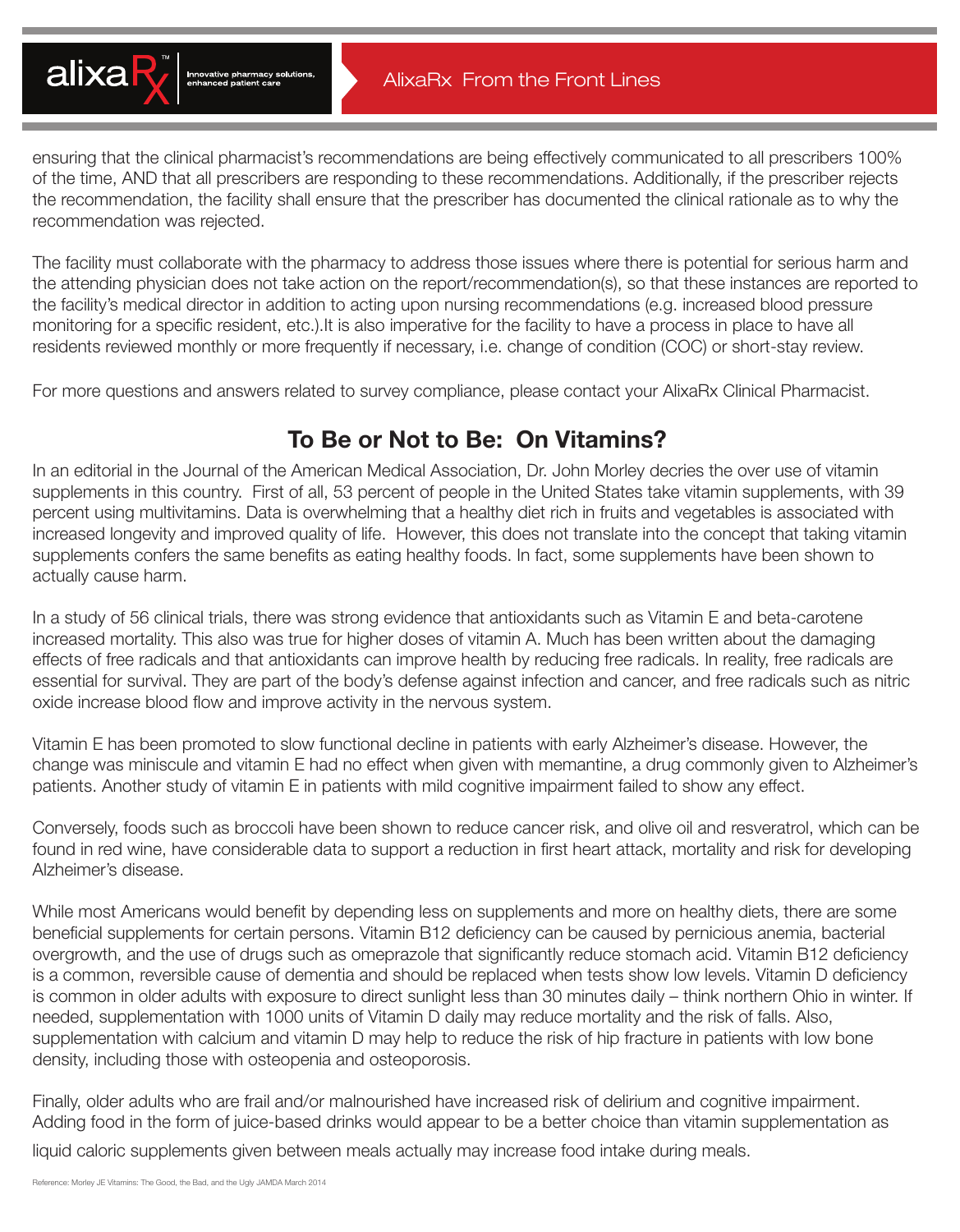ensuring that the clinical pharmacist's recommendations are being effectively communicated to all prescribers 100% of the time, AND that all prescribers are responding to these recommendations. Additionally, if the prescriber rejects the recommendation, the facility shall ensure that the prescriber has documented the clinical rationale as to why the recommendation was rejected.

The facility must collaborate with the pharmacy to address those issues where there is potential for serious harm and the attending physician does not take action on the report/recommendation(s), so that these instances are reported to the facility's medical director in addition to acting upon nursing recommendations (e.g. increased blood pressure monitoring for a specific resident, etc.).It is also imperative for the facility to have a process in place to have all residents reviewed monthly or more frequently if necessary, i.e. change of condition (COC) or short-stay review.

For more questions and answers related to survey compliance, please contact your AlixaRx Clinical Pharmacist.

## To Be or Not to Be: On Vitamins?

In an editorial in the Journal of the American Medical Association, Dr. John Morley decries the over use of vitamin supplements in this country. First of all, 53 percent of people in the United States take vitamin supplements, with 39 percent using multivitamins. Data is overwhelming that a healthy diet rich in fruits and vegetables is associated with increased longevity and improved quality of life. However, this does not translate into the concept that taking vitamin supplements confers the same benefits as eating healthy foods. In fact, some supplements have been shown to actually cause harm.

In a study of 56 clinical trials, there was strong evidence that antioxidants such as Vitamin E and beta-carotene increased mortality. This also was true for higher doses of vitamin A. Much has been written about the damaging effects of free radicals and that antioxidants can improve health by reducing free radicals. In reality, free radicals are essential for survival. They are part of the body's defense against infection and cancer, and free radicals such as nitric oxide increase blood flow and improve activity in the nervous system.

Vitamin E has been promoted to slow functional decline in patients with early Alzheimer's disease. However, the change was miniscule and vitamin E had no effect when given with memantine, a drug commonly given to Alzheimer's patients. Another study of vitamin E in patients with mild cognitive impairment failed to show any effect.

Conversely, foods such as broccoli have been shown to reduce cancer risk, and olive oil and resveratrol, which can be found in red wine, have considerable data to support a reduction in first heart attack, mortality and risk for developing Alzheimer's disease.

While most Americans would benefit by depending less on supplements and more on healthy diets, there are some beneficial supplements for certain persons. Vitamin B12 deficiency can be caused by pernicious anemia, bacterial overgrowth, and the use of drugs such as omeprazole that significantly reduce stomach acid. Vitamin B12 deficiency is a common, reversible cause of dementia and should be replaced when tests show low levels. Vitamin D deficiency is common in older adults with exposure to direct sunlight less than 30 minutes daily – think northern Ohio in winter. If needed, supplementation with 1000 units of Vitamin D daily may reduce mortality and the risk of falls. Also, supplementation with calcium and vitamin D may help to reduce the risk of hip fracture in patients with low bone density, including those with osteopenia and osteoporosis.

Finally, older adults who are frail and/or malnourished have increased risk of delirium and cognitive impairment. Adding food in the form of juice-based drinks would appear to be a better choice than vitamin supplementation as liquid caloric supplements given between meals actually may increase food intake during meals.

Reference: Morley JE Vitamins: The Good, the Bad, and the Ugly JAMDA March 2014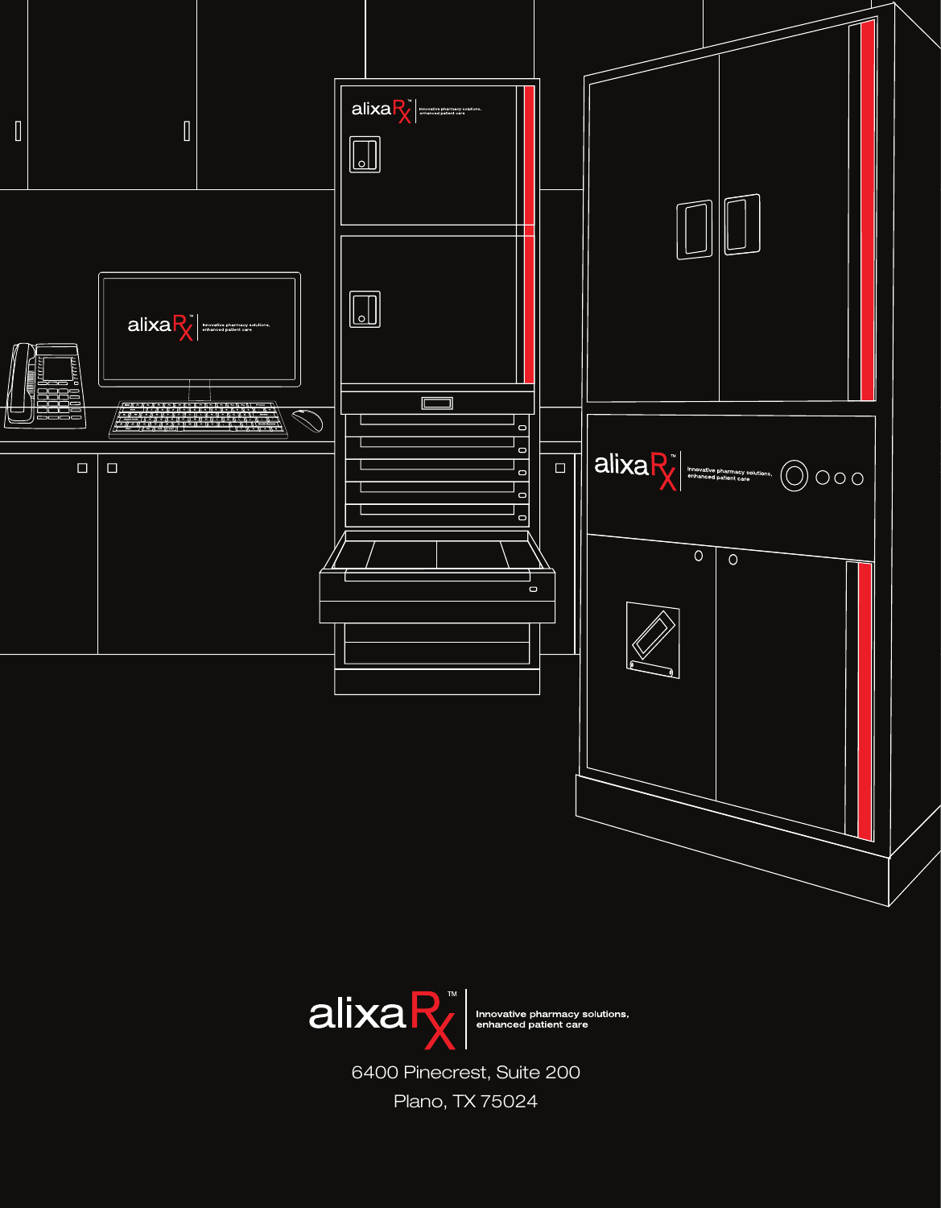alixaRx™ | Innovative pharmacy solutions, enhanced patient care

6400 Pinecrest, Suite 200

Plano, TX 75024